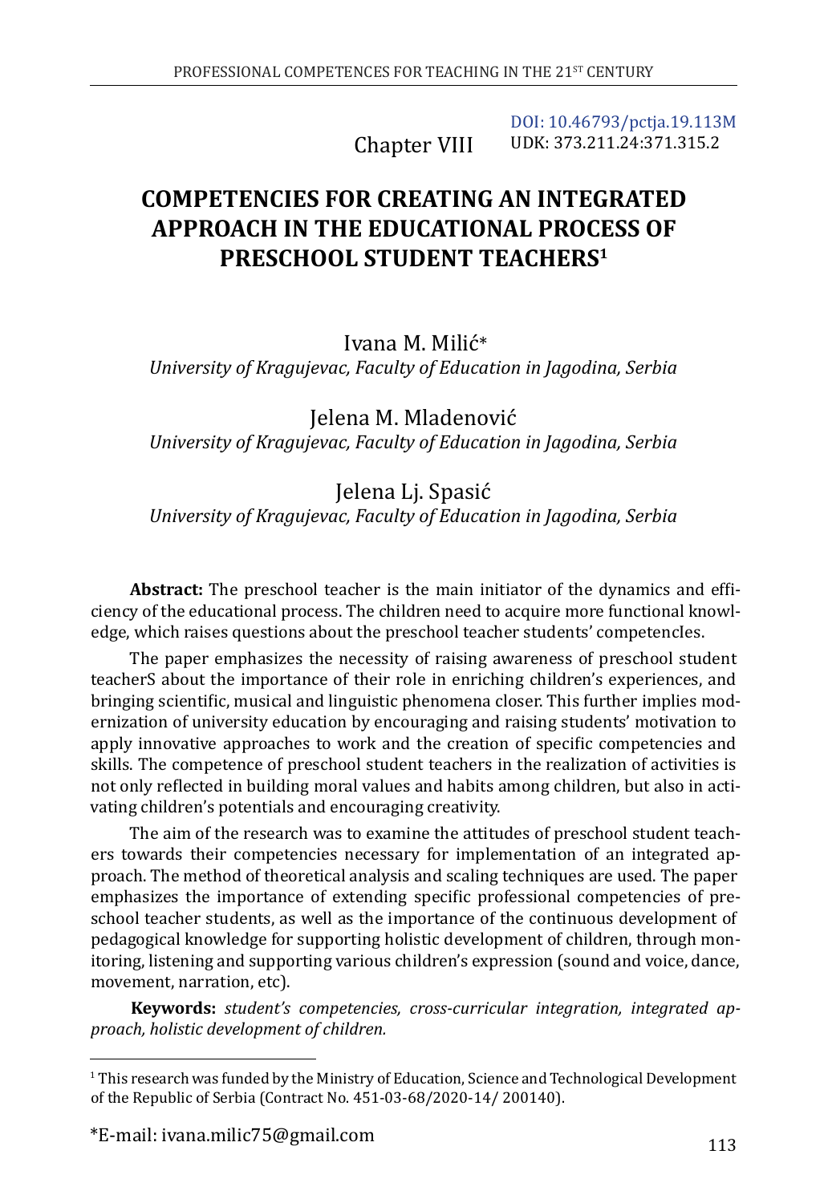DOI: 10.46793/pctja.19.113M

Chapter VIII

UDK: 373.211.24:371.315.2

# COMPETENCIES FOR CREATING AN INTEGRATED APPROACH IN THE EDUCATIONAL PROCESS OF PRESCHOOL STUDENT TEACHERS[1]

Ivana M. Milić*

*University of Kragujevac, Faculty of Education in Jagodina, Serbia*

Jelena M. Mladenović

*University of Kragujevac, Faculty of Education in Jagodina, Serbia*

Jelena Lj. Spasić

*University of Kragujevac, Faculty of Education in Jagodina, Serbia*

**Abstract:** The preschool teacher is the main initiator of the dynamics and efficiency of the educational process. The children need to acquire more functional knowledge, which raises questions about the preschool teacher students' competencIes.

The paper emphasizes the necessity of raising awareness of preschool student teacherS about the importance of their role in enriching children's experiences, and bringing scientific, musical and linguistic phenomena closer. This further implies modernization of university education by encouraging and raising students' motivation to apply innovative approaches to work and the creation of specific competencies and skills. The competence of preschool student teachers in the realization of activities is not only reflected in building moral values and habits among children, but also in activating children's potentials and encouraging creativity.

The aim of the research was to examine the attitudes of preschool student teachers towards their competencies necessary for implementation of an integrated approach. The method of theoretical analysis and scaling techniques are used. The paper emphasizes the importance of extending specific professional competencies of preschool teacher students, as well as the importance of the continuous development of pedagogical knowledge for supporting holistic development of children, through monitoring, listening and supporting various children's expression (sound and voice, dance, movement, narration, etc).

**Keywords:** *student's competencies, cross-curricular integration, integrated approach, holistic development of children.*

---

[1] This research was funded by the Ministry of Education, Science and Technological Development of the Republic of Serbia (Contract No. 451-03-68/2020-14/ 200140).

*E-mail: ivana.milic75@gmail.com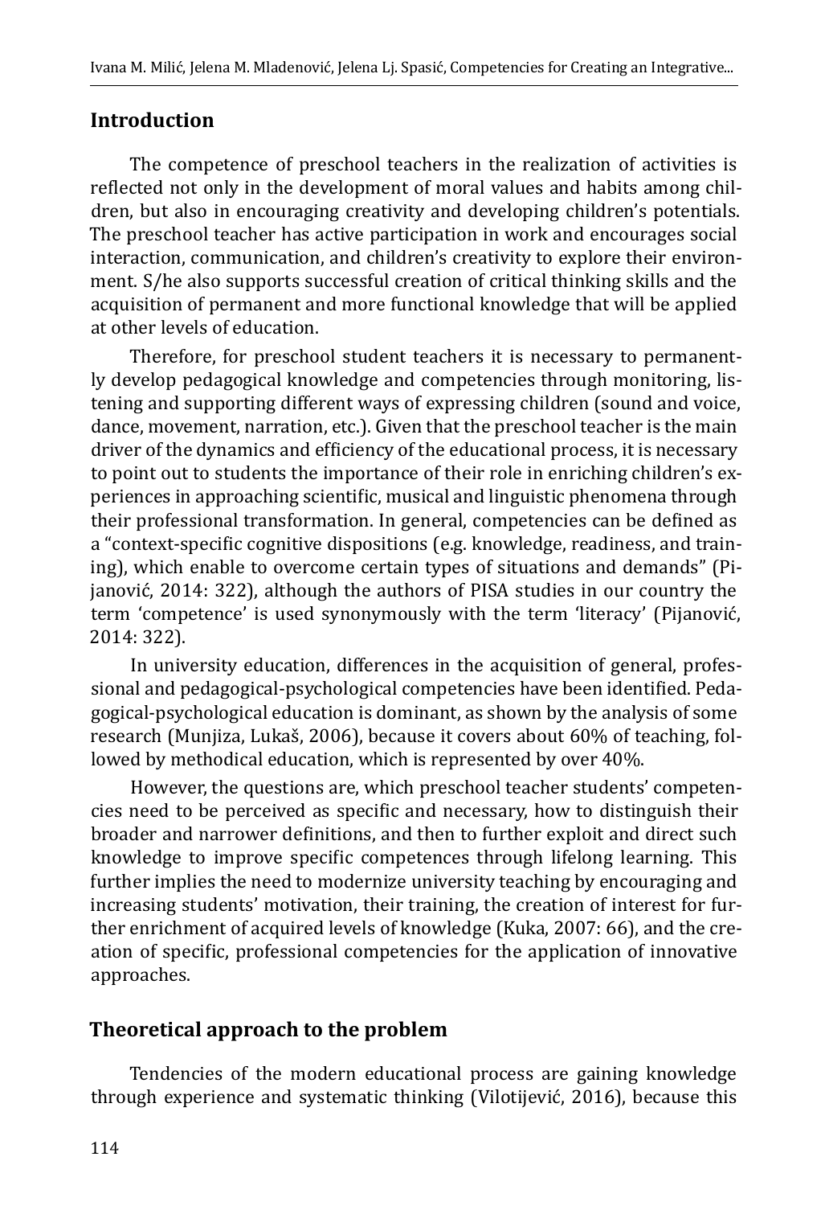## Introduction

The competence of preschool teachers in the realization of activities is reflected not only in the development of moral values and habits among children, but also in encouraging creativity and developing children's potentials. The preschool teacher has active participation in work and encourages social interaction, communication, and children's creativity to explore their environment. S/he also supports successful creation of critical thinking skills and the acquisition of permanent and more functional knowledge that will be applied at other levels of education.

Therefore, for preschool student teachers it is necessary to permanently develop pedagogical knowledge and competencies through monitoring, listening and supporting different ways of expressing children (sound and voice, dance, movement, narration, etc.). Given that the preschool teacher is the main driver of the dynamics and efficiency of the educational process, it is necessary to point out to students the importance of their role in enriching children's experiences in approaching scientific, musical and linguistic phenomena through their professional transformation. In general, competencies can be defined as a "context-specific cognitive dispositions (e.g. knowledge, readiness, and training), which enable to overcome certain types of situations and demands" (Pijanović, 2014: 322), although the authors of PISA studies in our country the term 'competence' is used synonymously with the term 'literacy' (Pijanović, 2014: 322).

In university education, differences in the acquisition of general, professional and pedagogical-psychological competencies have been identified. Pedagogical-psychological education is dominant, as shown by the analysis of some research (Munjiza, Lukaš, 2006), because it covers about 60% of teaching, followed by methodical education, which is represented by over 40%.

However, the questions are, which preschool teacher students' competencies need to be perceived as specific and necessary, how to distinguish their broader and narrower definitions, and then to further exploit and direct such knowledge to improve specific competences through lifelong learning. This further implies the need to modernize university teaching by encouraging and increasing students' motivation, their training, the creation of interest for further enrichment of acquired levels of knowledge (Kuka, 2007: 66), and the creation of specific, professional competencies for the application of innovative approaches.

## Theoretical approach to the problem

Tendencies of the modern educational process are gaining knowledge through experience and systematic thinking (Vilotijević, 2016), because this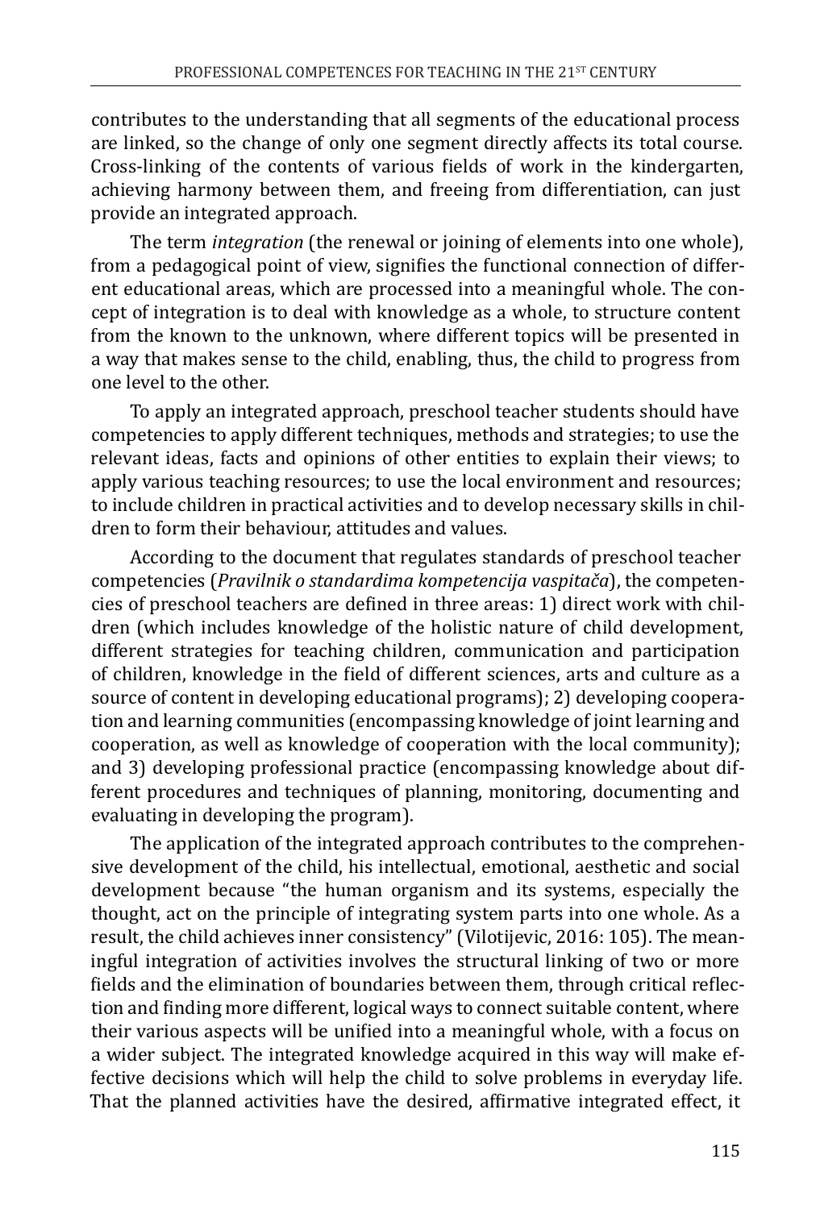contributes to the understanding that all segments of the educational process are linked, so the change of only one segment directly affects its total course. Cross-linking of the contents of various fields of work in the kindergarten, achieving harmony between them, and freeing from differentiation, can just provide an integrated approach.

The term *integration* (the renewal or joining of elements into one whole), from a pedagogical point of view, signifies the functional connection of different educational areas, which are processed into a meaningful whole. The concept of integration is to deal with knowledge as a whole, to structure content from the known to the unknown, where different topics will be presented in a way that makes sense to the child, enabling, thus, the child to progress from one level to the other.

To apply an integrated approach, preschool teacher students should have competencies to apply different techniques, methods and strategies; to use the relevant ideas, facts and opinions of other entities to explain their views; to apply various teaching resources; to use the local environment and resources; to include children in practical activities and to develop necessary skills in children to form their behaviour, attitudes and values.

According to the document that regulates standards of preschool teacher competencies (*Pravilnik o standardima kompetencija vaspitača*), the competencies of preschool teachers are defined in three areas: 1) direct work with children (which includes knowledge of the holistic nature of child development, different strategies for teaching children, communication and participation of children, knowledge in the field of different sciences, arts and culture as a source of content in developing educational programs); 2) developing cooperation and learning communities (encompassing knowledge of joint learning and cooperation, as well as knowledge of cooperation with the local community); and 3) developing professional practice (encompassing knowledge about different procedures and techniques of planning, monitoring, documenting and evaluating in developing the program).

The application of the integrated approach contributes to the comprehensive development of the child, his intellectual, emotional, aesthetic and social development because "the human organism and its systems, especially the thought, act on the principle of integrating system parts into one whole. As a result, the child achieves inner consistency" (Vilotijevic, 2016: 105). The meaningful integration of activities involves the structural linking of two or more fields and the elimination of boundaries between them, through critical reflection and finding more different, logical ways to connect suitable content, where their various aspects will be unified into a meaningful whole, with a focus on a wider subject. The integrated knowledge acquired in this way will make effective decisions which will help the child to solve problems in everyday life. That the planned activities have the desired, affirmative integrated effect, it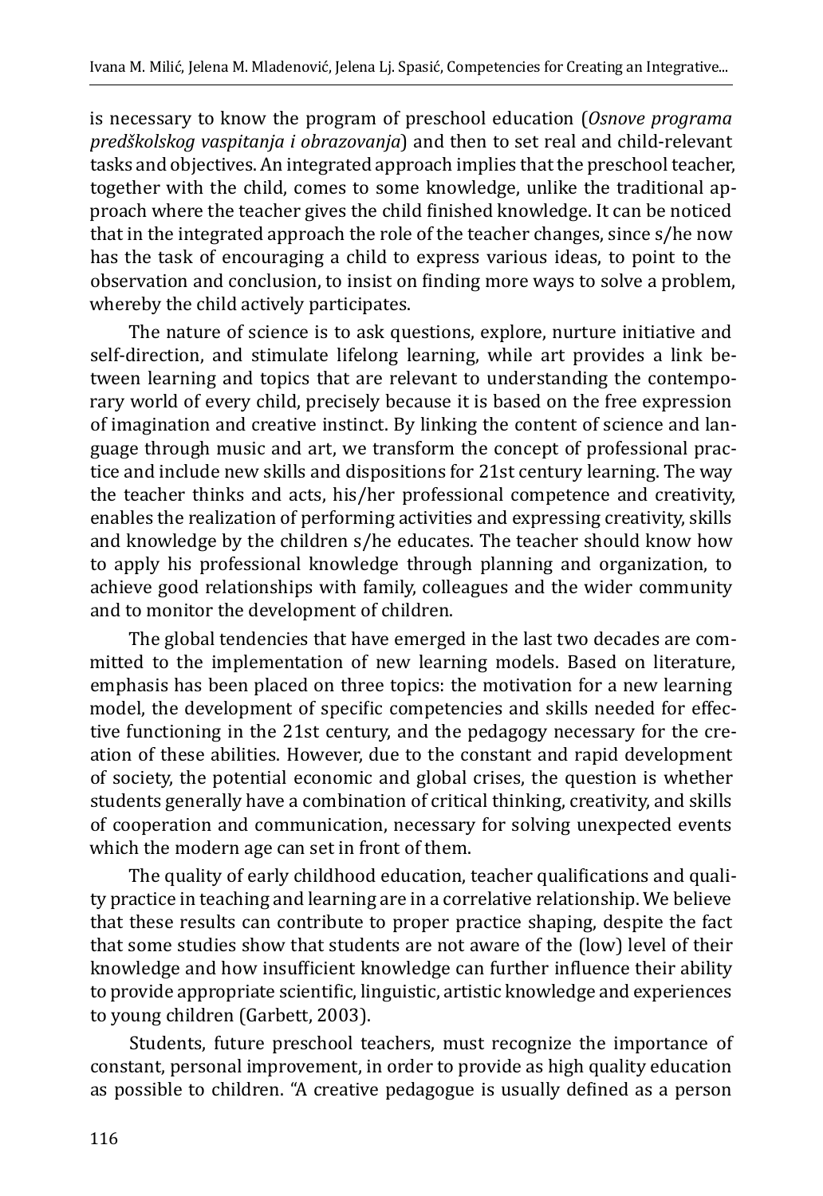is necessary to know the program of preschool education (*Osnove programa predškolskog vaspitanja i obrazovanja*) and then to set real and child-relevant tasks and objectives. An integrated approach implies that the preschool teacher, together with the child, comes to some knowledge, unlike the traditional approach where the teacher gives the child finished knowledge. It can be noticed that in the integrated approach the role of the teacher changes, since s/he now has the task of encouraging a child to express various ideas, to point to the observation and conclusion, to insist on finding more ways to solve a problem, whereby the child actively participates.

The nature of science is to ask questions, explore, nurture initiative and self-direction, and stimulate lifelong learning, while art provides a link between learning and topics that are relevant to understanding the contemporary world of every child, precisely because it is based on the free expression of imagination and creative instinct. By linking the content of science and language through music and art, we transform the concept of professional practice and include new skills and dispositions for 21st century learning. The way the teacher thinks and acts, his/her professional competence and creativity, enables the realization of performing activities and expressing creativity, skills and knowledge by the children s/he educates. The teacher should know how to apply his professional knowledge through planning and organization, to achieve good relationships with family, colleagues and the wider community and to monitor the development of children.

The global tendencies that have emerged in the last two decades are committed to the implementation of new learning models. Based on literature, emphasis has been placed on three topics: the motivation for a new learning model, the development of specific competencies and skills needed for effective functioning in the 21st century, and the pedagogy necessary for the creation of these abilities. However, due to the constant and rapid development of society, the potential economic and global crises, the question is whether students generally have a combination of critical thinking, creativity, and skills of cooperation and communication, necessary for solving unexpected events which the modern age can set in front of them.

The quality of early childhood education, teacher qualifications and quality practice in teaching and learning are in a correlative relationship. We believe that these results can contribute to proper practice shaping, despite the fact that some studies show that students are not aware of the (low) level of their knowledge and how insufficient knowledge can further influence their ability to provide appropriate scientific, linguistic, artistic knowledge and experiences to young children (Garbett, 2003).

Students, future preschool teachers, must recognize the importance of constant, personal improvement, in order to provide as high quality education as possible to children. "A creative pedagogue is usually defined as a person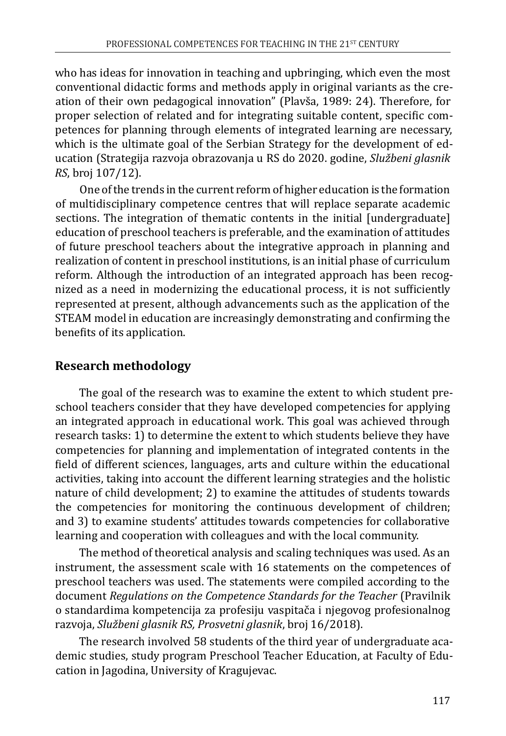who has ideas for innovation in teaching and upbringing, which even the most conventional didactic forms and methods apply in original variants as the creation of their own pedagogical innovation" (Plavša, 1989: 24). Therefore, for proper selection of related and for integrating suitable content, specific competences for planning through elements of integrated learning are necessary, which is the ultimate goal of the Serbian Strategy for the development of education (Strategija razvoja obrazovanja u RS do 2020. godine, *Službeni glasnik RS*, broj 107/12).

One of the trends in the current reform of higher education is the formation of multidisciplinary competence centres that will replace separate academic sections. The integration of thematic contents in the initial [undergraduate] education of preschool teachers is preferable, and the examination of attitudes of future preschool teachers about the integrative approach in planning and realization of content in preschool institutions, is an initial phase of curriculum reform. Although the introduction of an integrated approach has been recognized as a need in modernizing the educational process, it is not sufficiently represented at present, although advancements such as the application of the STEAM model in education are increasingly demonstrating and confirming the benefits of its application.

## Research methodology

The goal of the research was to examine the extent to which student preschool teachers consider that they have developed competencies for applying an integrated approach in educational work. This goal was achieved through research tasks: 1) to determine the extent to which students believe they have competencies for planning and implementation of integrated contents in the field of different sciences, languages, arts and culture within the educational activities, taking into account the different learning strategies and the holistic nature of child development; 2) to examine the attitudes of students towards the competencies for monitoring the continuous development of children; and 3) to examine students' attitudes towards competencies for collaborative learning and cooperation with colleagues and with the local community.

The method of theoretical analysis and scaling techniques was used. As an instrument, the assessment scale with 16 statements on the competences of preschool teachers was used. The statements were compiled according to the document *Regulations on the Competence Standards for the Teacher* (Pravilnik o standardima kompetencija za profesiju vaspitača i njegovog profesionalnog razvoja, *Službeni glasnik RS, Prosvetni glasnik*, broj 16/2018).

The research involved 58 students of the third year of undergraduate academic studies, study program Preschool Teacher Education, at Faculty of Education in Jagodina, University of Kragujevac.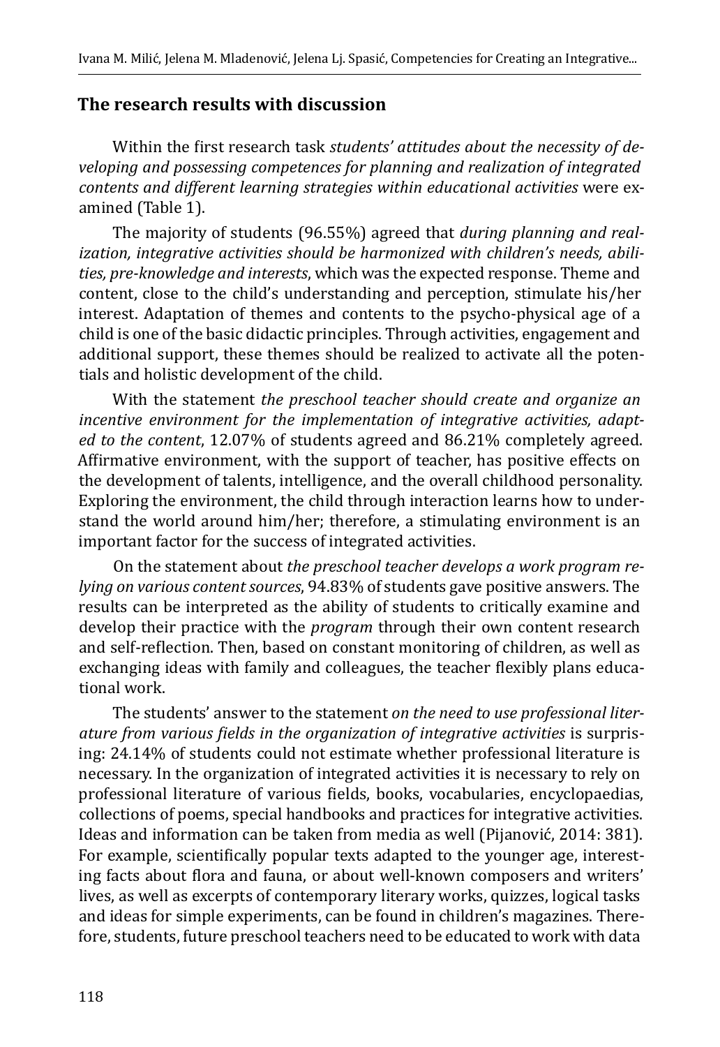## The research results with discussion

Within the first research task *students' attitudes about the necessity of developing and possessing competences for planning and realization of integrated contents and different learning strategies within educational activities* were examined (Table 1).

The majority of students (96.55%) agreed that *during planning and realization, integrative activities should be harmonized with children's needs, abilities, pre-knowledge and interests*, which was the expected response. Theme and content, close to the child's understanding and perception, stimulate his/her interest. Adaptation of themes and contents to the psycho-physical age of a child is one of the basic didactic principles. Through activities, engagement and additional support, these themes should be realized to activate all the potentials and holistic development of the child.

With the statement *the preschool teacher should create and organize an incentive environment for the implementation of integrative activities, adapted to the content*, 12.07% of students agreed and 86.21% completely agreed. Affirmative environment, with the support of teacher, has positive effects on the development of talents, intelligence, and the overall childhood personality. Exploring the environment, the child through interaction learns how to understand the world around him/her; therefore, a stimulating environment is an important factor for the success of integrated activities.

On the statement about *the preschool teacher develops a work program relying on various content sources*, 94.83% of students gave positive answers. The results can be interpreted as the ability of students to critically examine and develop their practice with the *program* through their own content research and self-reflection. Then, based on constant monitoring of children, as well as exchanging ideas with family and colleagues, the teacher flexibly plans educational work.

The students' answer to the statement *on the need to use professional literature from various fields in the organization of integrative activities* is surprising: 24.14% of students could not estimate whether professional literature is necessary. In the organization of integrated activities it is necessary to rely on professional literature of various fields, books, vocabularies, encyclopaedias, collections of poems, special handbooks and practices for integrative activities. Ideas and information can be taken from media as well (Pijanović, 2014: 381). For example, scientifically popular texts adapted to the younger age, interesting facts about flora and fauna, or about well-known composers and writers' lives, as well as excerpts of contemporary literary works, quizzes, logical tasks and ideas for simple experiments, can be found in children's magazines. Therefore, students, future preschool teachers need to be educated to work with data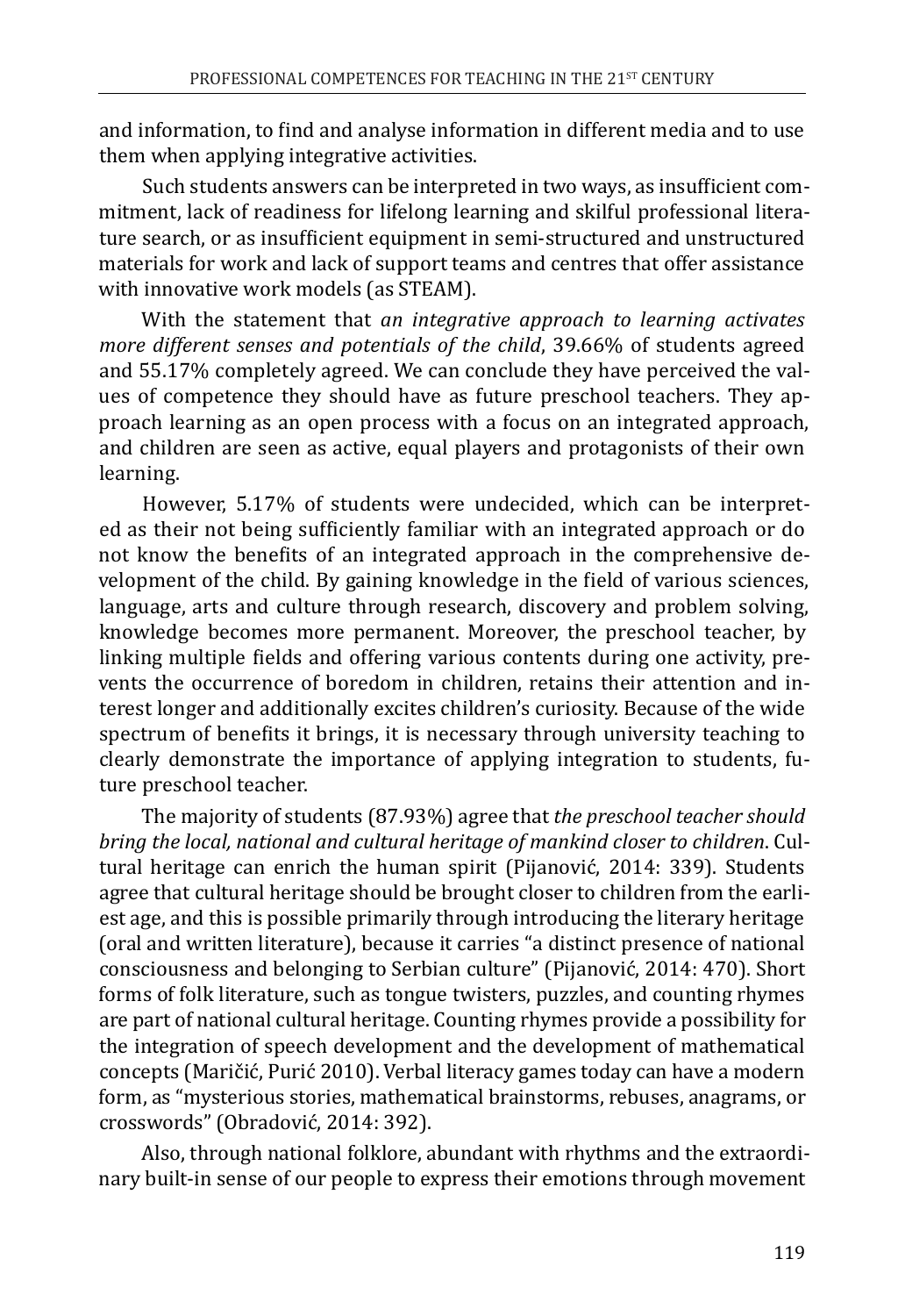and information, to find and analyse information in different media and to use them when applying integrative activities.

Such students answers can be interpreted in two ways, as insufficient commitment, lack of readiness for lifelong learning and skilful professional literature search, or as insufficient equipment in semi-structured and unstructured materials for work and lack of support teams and centres that offer assistance with innovative work models (as STEAM).

With the statement that *an integrative approach to learning activates more different senses and potentials of the child*, 39.66% of students agreed and 55.17% completely agreed. We can conclude they have perceived the values of competence they should have as future preschool teachers. They approach learning as an open process with a focus on an integrated approach, and children are seen as active, equal players and protagonists of their own learning.

However, 5.17% of students were undecided, which can be interpreted as their not being sufficiently familiar with an integrated approach or do not know the benefits of an integrated approach in the comprehensive development of the child. By gaining knowledge in the field of various sciences, language, arts and culture through research, discovery and problem solving, knowledge becomes more permanent. Moreover, the preschool teacher, by linking multiple fields and offering various contents during one activity, prevents the occurrence of boredom in children, retains their attention and interest longer and additionally excites children's curiosity. Because of the wide spectrum of benefits it brings, it is necessary through university teaching to clearly demonstrate the importance of applying integration to students, future preschool teacher.

The majority of students (87.93%) agree that *the preschool teacher should bring the local, national and cultural heritage of mankind closer to children*. Cultural heritage can enrich the human spirit (Pijanović, 2014: 339). Students agree that cultural heritage should be brought closer to children from the earliest age, and this is possible primarily through introducing the literary heritage (oral and written literature), because it carries "a distinct presence of national consciousness and belonging to Serbian culture" (Pijanović, 2014: 470). Short forms of folk literature, such as tongue twisters, puzzles, and counting rhymes are part of national cultural heritage. Counting rhymes provide a possibility for the integration of speech development and the development of mathematical concepts (Maričić, Purić 2010). Verbal literacy games today can have a modern form, as "mysterious stories, mathematical brainstorms, rebuses, anagrams, or crosswords" (Obradović, 2014: 392).

Also, through national folklore, abundant with rhythms and the extraordinary built-in sense of our people to express their emotions through movement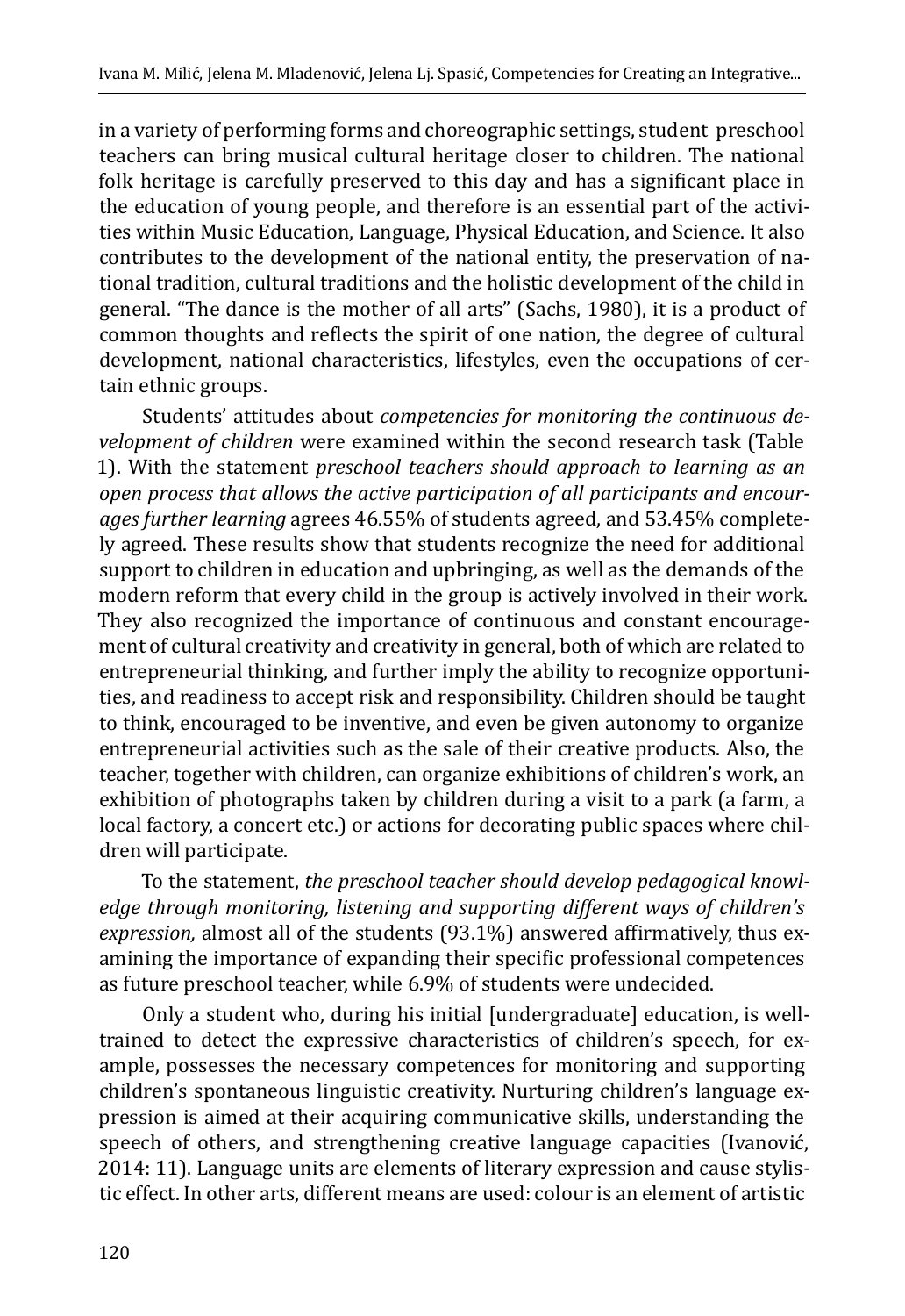in a variety of performing forms and choreographic settings, student preschool teachers can bring musical cultural heritage closer to children. The national folk heritage is carefully preserved to this day and has a significant place in the education of young people, and therefore is an essential part of the activities within Music Education, Language, Physical Education, and Science. It also contributes to the development of the national entity, the preservation of national tradition, cultural traditions and the holistic development of the child in general. "The dance is the mother of all arts" (Sachs, 1980), it is a product of common thoughts and reflects the spirit of one nation, the degree of cultural development, national characteristics, lifestyles, even the occupations of certain ethnic groups.

Students' attitudes about *competencies for monitoring the continuous development of children* were examined within the second research task (Table 1). With the statement *preschool teachers should approach to learning as an open process that allows the active participation of all participants and encourages further learning* agrees 46.55% of students agreed, and 53.45% completely agreed. These results show that students recognize the need for additional support to children in education and upbringing, as well as the demands of the modern reform that every child in the group is actively involved in their work. They also recognized the importance of continuous and constant encouragement of cultural creativity and creativity in general, both of which are related to entrepreneurial thinking, and further imply the ability to recognize opportunities, and readiness to accept risk and responsibility. Children should be taught to think, encouraged to be inventive, and even be given autonomy to organize entrepreneurial activities such as the sale of their creative products. Also, the teacher, together with children, can organize exhibitions of children's work, an exhibition of photographs taken by children during a visit to a park (a farm, a local factory, a concert etc.) or actions for decorating public spaces where children will participate.

To the statement, *the preschool teacher should develop pedagogical knowledge through monitoring, listening and supporting different ways of children's expression,* almost all of the students (93.1%) answered affirmatively, thus examining the importance of expanding their specific professional competences as future preschool teacher, while 6.9% of students were undecided.

Only a student who, during his initial [undergraduate] education, is well-trained to detect the expressive characteristics of children's speech, for example, possesses the necessary competences for monitoring and supporting children's spontaneous linguistic creativity. Nurturing children's language expression is aimed at their acquiring communicative skills, understanding the speech of others, and strengthening creative language capacities (Ivanović, 2014: 11). Language units are elements of literary expression and cause stylistic effect. In other arts, different means are used: colour is an element of artistic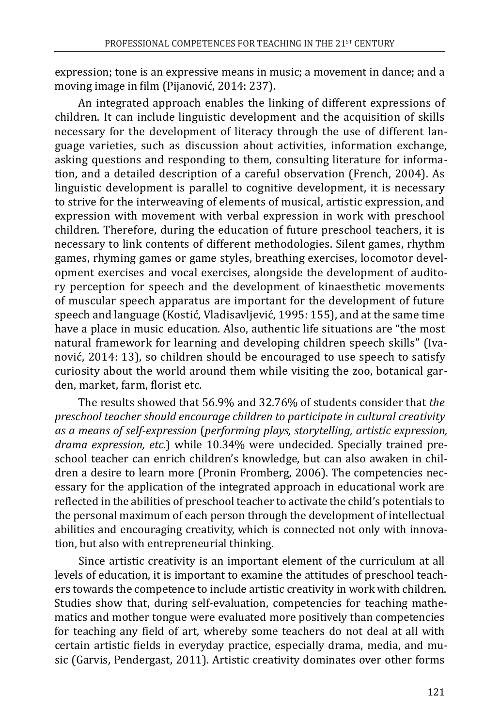expression; tone is an expressive means in music; a movement in dance; and a moving image in film (Pijanović, 2014: 237).

An integrated approach enables the linking of different expressions of children. It can include linguistic development and the acquisition of skills necessary for the development of literacy through the use of different language varieties, such as discussion about activities, information exchange, asking questions and responding to them, consulting literature for information, and a detailed description of a careful observation (French, 2004). As linguistic development is parallel to cognitive development, it is necessary to strive for the interweaving of elements of musical, artistic expression, and expression with movement with verbal expression in work with preschool children. Therefore, during the education of future preschool teachers, it is necessary to link contents of different methodologies. Silent games, rhythm games, rhyming games or game styles, breathing exercises, locomotor development exercises and vocal exercises, alongside the development of auditory perception for speech and the development of kinaesthetic movements of muscular speech apparatus are important for the development of future speech and language (Kostić, Vladisavljević, 1995: 155), and at the same time have a place in music education. Also, authentic life situations are "the most natural framework for learning and developing children speech skills" (Ivanović, 2014: 13), so children should be encouraged to use speech to satisfy curiosity about the world around them while visiting the zoo, botanical garden, market, farm, florist etc.

The results showed that 56.9% and 32.76% of students consider that *the preschool teacher should encourage children to participate in cultural creativity as a means of self-expression* (*performing plays, storytelling, artistic expression, drama expression, etc.*) while 10.34% were undecided. Specially trained preschool teacher can enrich children's knowledge, but can also awaken in children a desire to learn more (Pronin Fromberg, 2006). The competencies necessary for the application of the integrated approach in educational work are reflected in the abilities of preschool teacher to activate the child's potentials to the personal maximum of each person through the development of intellectual abilities and encouraging creativity, which is connected not only with innovation, but also with entrepreneurial thinking.

Since artistic creativity is an important element of the curriculum at all levels of education, it is important to examine the attitudes of preschool teachers towards the competence to include artistic creativity in work with children. Studies show that, during self-evaluation, competencies for teaching mathematics and mother tongue were evaluated more positively than competencies for teaching any field of art, whereby some teachers do not deal at all with certain artistic fields in everyday practice, especially drama, media, and music (Garvis, Pendergast, 2011). Artistic creativity dominates over other forms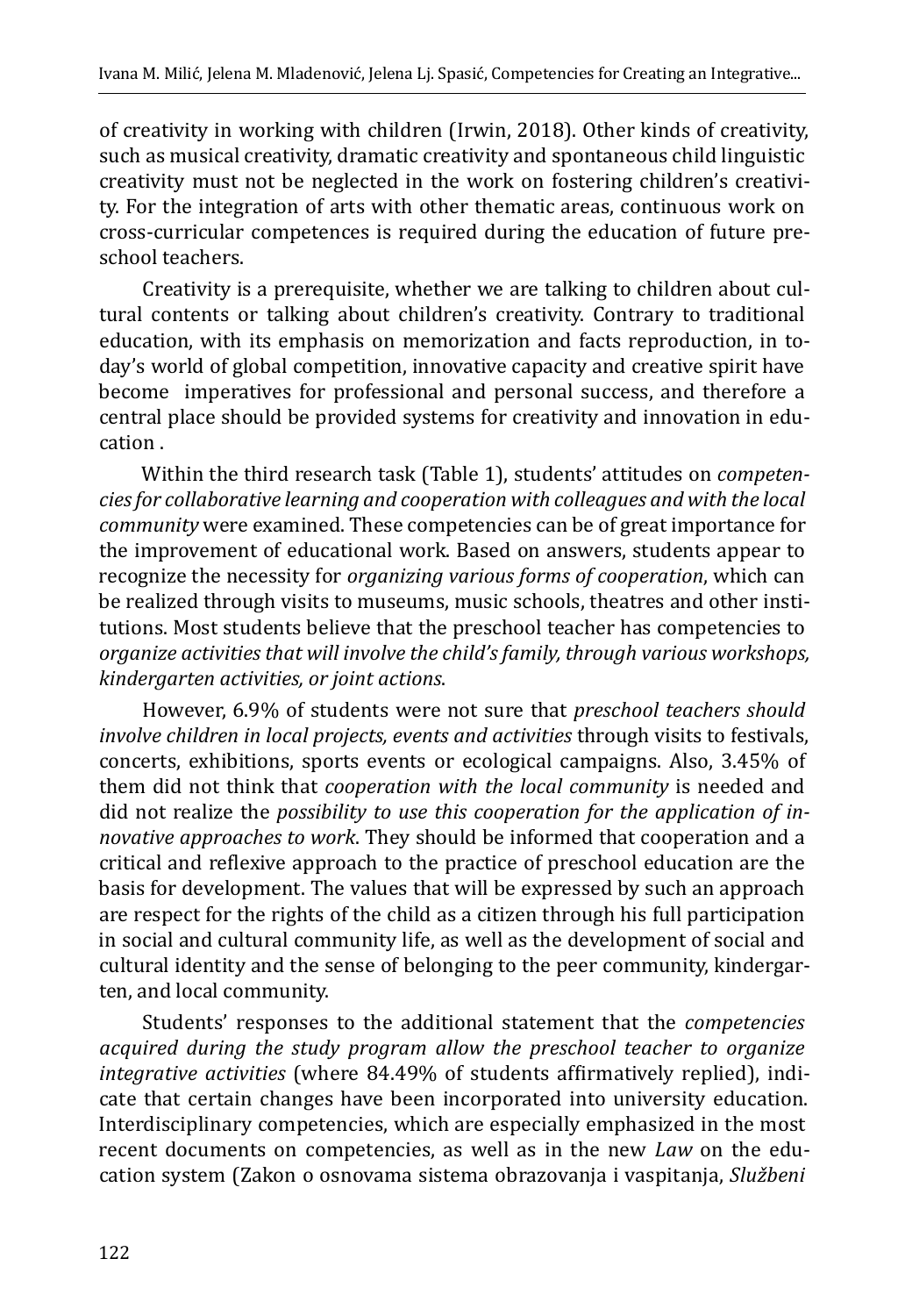of creativity in working with children (Irwin, 2018). Other kinds of creativity, such as musical creativity, dramatic creativity and spontaneous child linguistic creativity must not be neglected in the work on fostering children's creativity. For the integration of arts with other thematic areas, continuous work on cross-curricular competences is required during the education of future preschool teachers.

Creativity is a prerequisite, whether we are talking to children about cultural contents or talking about children's creativity. Contrary to traditional education, with its emphasis on memorization and facts reproduction, in today's world of global competition, innovative capacity and creative spirit have become imperatives for professional and personal success, and therefore a central place should be provided systems for creativity and innovation in education .

Within the third research task (Table 1), students' attitudes on *competencies for collaborative learning and cooperation with colleagues and with the local community* were examined. These competencies can be of great importance for the improvement of educational work. Based on answers, students appear to recognize the necessity for *organizing various forms of cooperation*, which can be realized through visits to museums, music schools, theatres and other institutions. Most students believe that the preschool teacher has competencies to *organize activities that will involve the child's family, through various workshops, kindergarten activities, or joint actions*.

However, 6.9% of students were not sure that *preschool teachers should involve children in local projects, events and activities* through visits to festivals, concerts, exhibitions, sports events or ecological campaigns. Also, 3.45% of them did not think that *cooperation with the local community* is needed and did not realize the *possibility to use this cooperation for the application of innovative approaches to work*. They should be informed that cooperation and a critical and reflexive approach to the practice of preschool education are the basis for development. The values that will be expressed by such an approach are respect for the rights of the child as a citizen through his full participation in social and cultural community life, as well as the development of social and cultural identity and the sense of belonging to the peer community, kindergarten, and local community.

Students' responses to the additional statement that the *competencies acquired during the study program allow the preschool teacher to organize integrative activities* (where 84.49% of students affirmatively replied), indicate that certain changes have been incorporated into university education. Interdisciplinary competencies, which are especially emphasized in the most recent documents on competencies, as well as in the new *Law* on the education system (Zakon o osnovama sistema obrazovanja i vaspitanja, *Službeni*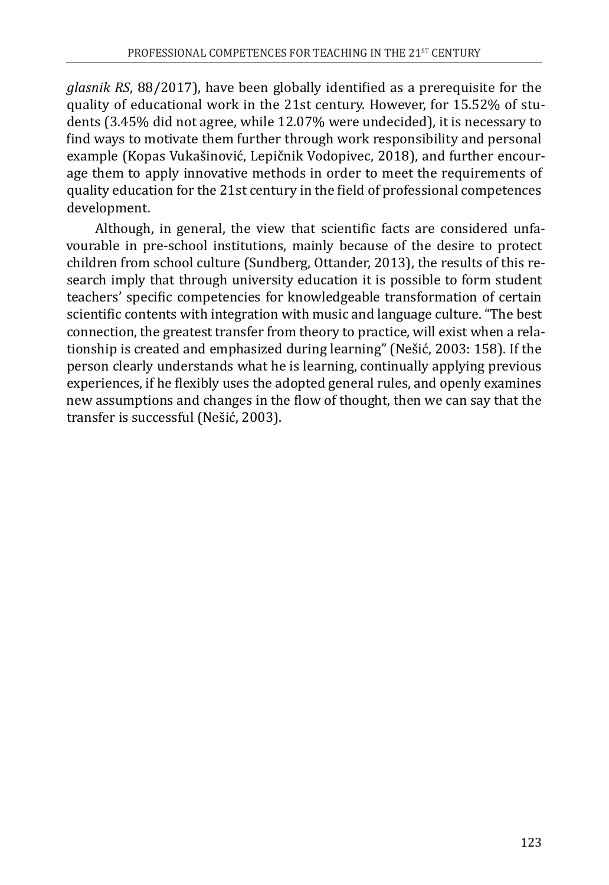*glasnik RS*, 88/2017), have been globally identified as a prerequisite for the quality of educational work in the 21st century. However, for 15.52% of students (3.45% did not agree, while 12.07% were undecided), it is necessary to find ways to motivate them further through work responsibility and personal example (Kopas Vukašinović, Lepičnik Vodopivec, 2018), and further encourage them to apply innovative methods in order to meet the requirements of quality education for the 21st century in the field of professional competences development.

Although, in general, the view that scientific facts are considered unfavourable in pre-school institutions, mainly because of the desire to protect children from school culture (Sundberg, Ottander, 2013), the results of this research imply that through university education it is possible to form student teachers' specific competencies for knowledgeable transformation of certain scientific contents with integration with music and language culture. "The best connection, the greatest transfer from theory to practice, will exist when a relationship is created and emphasized during learning" (Nešić, 2003: 158). If the person clearly understands what he is learning, continually applying previous experiences, if he flexibly uses the adopted general rules, and openly examines new assumptions and changes in the flow of thought, then we can say that the transfer is successful (Nešić, 2003).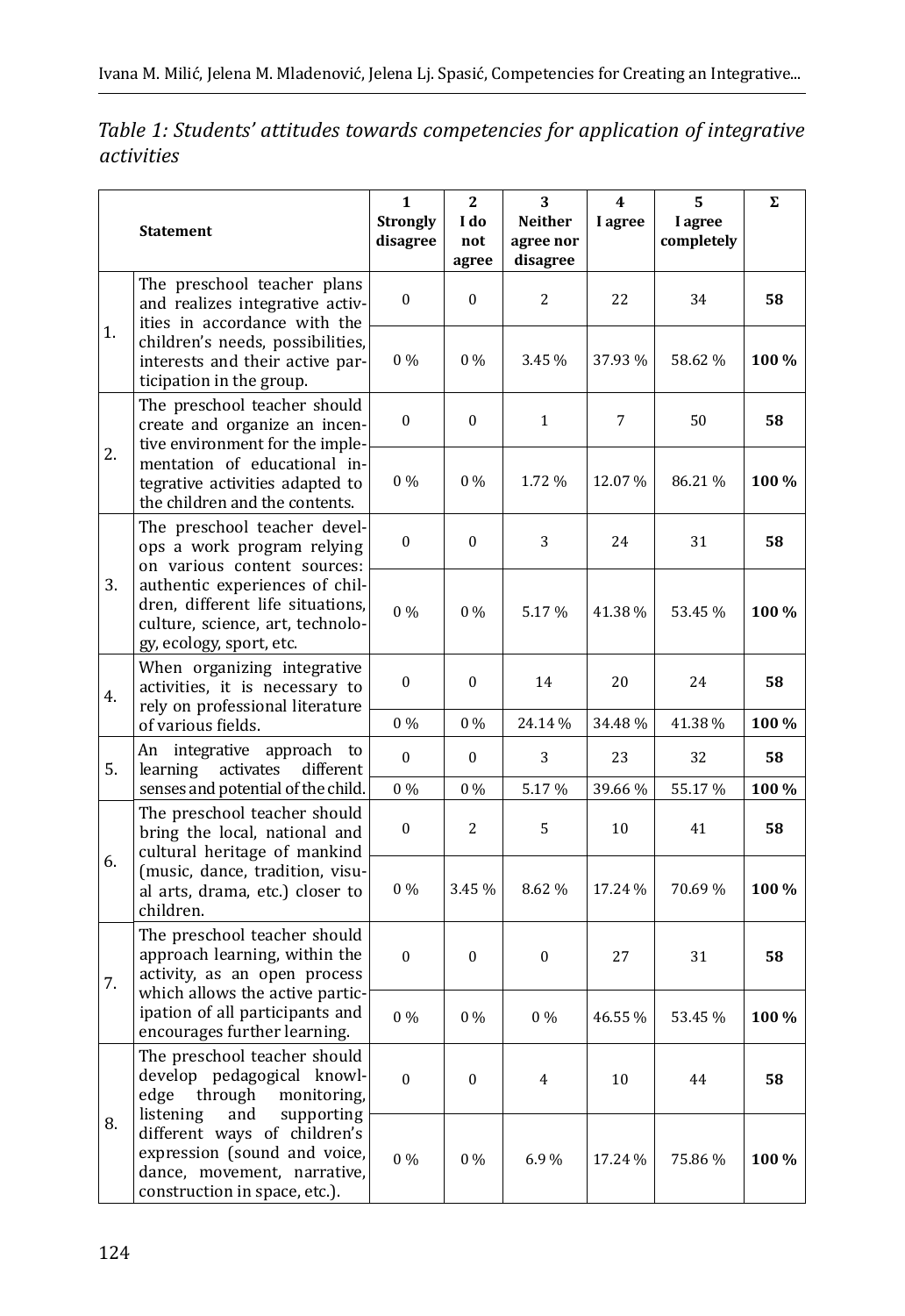*Table 1: Students' attitudes towards competencies for application of integrative activities*

| | Statement | 1 Strongly disagree | 2 I do not agree | 3 Neither agree nor disagree | 4 I agree | 5 I agree completely | Σ |
|---|---|---|---|---|---|---|---|
| 1. | The preschool teacher plans and realizes integrative activities in accordance with the children's needs, possibilities, interests and their active participation in the group. | 0 | 0 | 2 | 22 | 34 | **58** |
| | | 0 % | 0 % | 3.45 % | 37.93 % | 58.62 % | **100 %** |
| 2. | The preschool teacher should create and organize an incentive environment for the implementation of educational integrative activities adapted to the children and the contents. | 0 | 0 | 1 | 7 | 50 | **58** |
| | | 0 % | 0 % | 1.72 % | 12.07 % | 86.21 % | **100 %** |
| 3. | The preschool teacher develops a work program relying on various content sources: authentic experiences of children, different life situations, culture, science, art, technology, ecology, sport, etc. | 0 | 0 | 3 | 24 | 31 | **58** |
| | | 0 % | 0 % | 5.17 % | 41.38 % | 53.45 % | **100 %** |
| 4. | When organizing integrative activities, it is necessary to rely on professional literature of various fields. | 0 | 0 | 14 | 20 | 24 | **58** |
| | | 0 % | 0 % | 24.14 % | 34.48 % | 41.38 % | **100 %** |
| 5. | An integrative approach to learning activates different senses and potential of the child. | 0 | 0 | 3 | 23 | 32 | **58** |
| | | 0 % | 0 % | 5.17 % | 39.66 % | 55.17 % | **100 %** |
| 6. | The preschool teacher should bring the local, national and cultural heritage of mankind (music, dance, tradition, visual arts, drama, etc.) closer to children. | 0 | 2 | 5 | 10 | 41 | **58** |
| | | 0 % | 3.45 % | 8.62 % | 17.24 % | 70.69 % | **100 %** |
| 7. | The preschool teacher should approach learning, within the activity, as an open process which allows the active participation of all participants and encourages further learning. | 0 | 0 | 0 | 27 | 31 | **58** |
| | | 0 % | 0 % | 0 % | 46.55 % | 53.45 % | **100 %** |
| 8. | The preschool teacher should develop pedagogical knowledge through monitoring, listening and supporting different ways of children's expression (sound and voice, dance, movement, narrative, construction in space, etc.). | 0 | 0 | 4 | 10 | 44 | **58** |
| | | 0 % | 0 % | 6.9 % | 17.24 % | 75.86 % | **100 %** |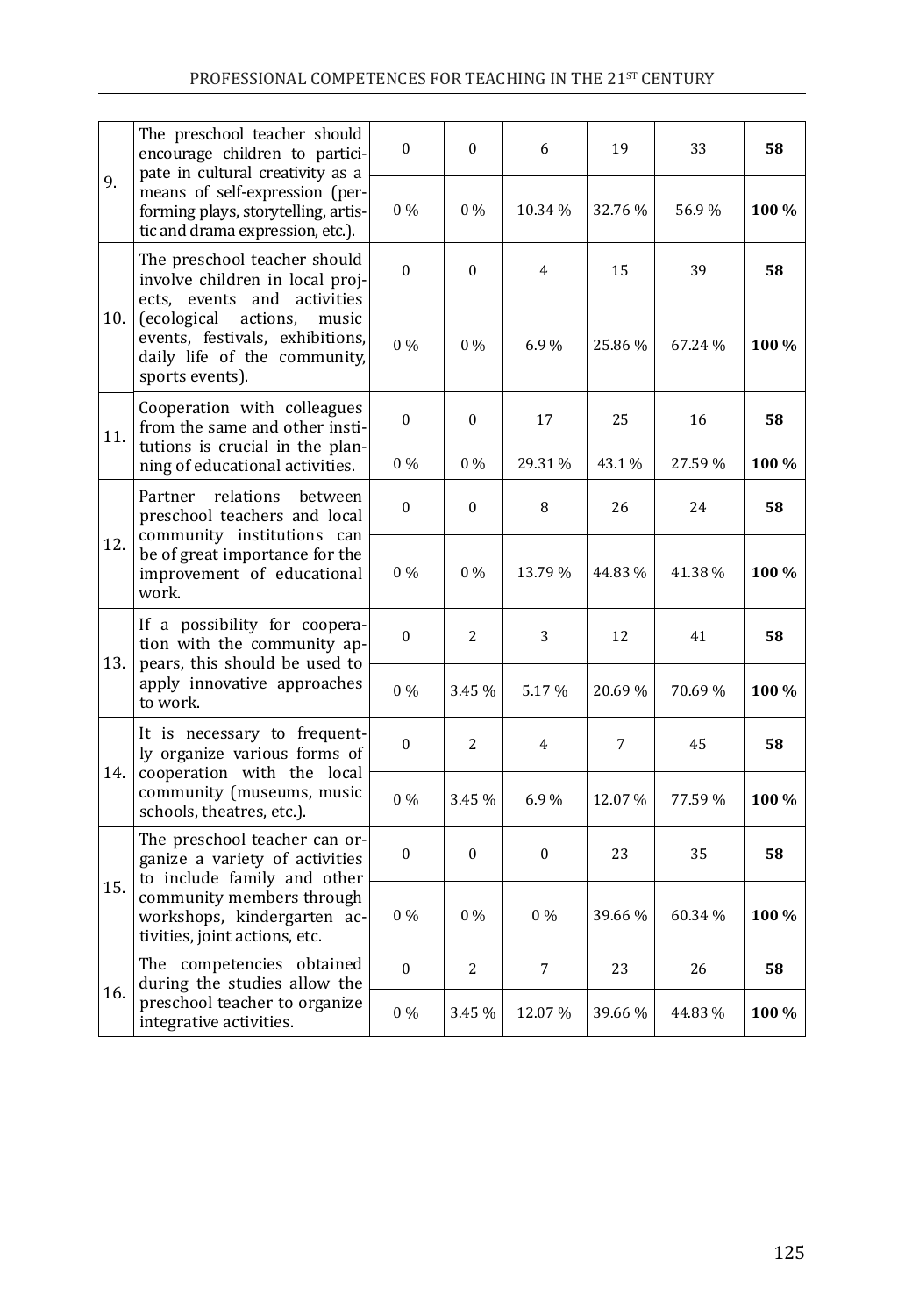| | | | | | | | |
|---|---|---|---|---|---|---|---|
| 9. | The preschool teacher should encourage children to participate in cultural creativity as a means of self-expression (performing plays, storytelling, artistic and drama expression, etc.). | 0 | 0 | 6 | 19 | 33 | **58** |
| | | 0 % | 0 % | 10.34 % | 32.76 % | 56.9 % | **100 %** |
| 10. | The preschool teacher should involve children in local projects, events and activities (ecological actions, music events, festivals, exhibitions, daily life of the community, sports events). | 0 | 0 | 4 | 15 | 39 | **58** |
| | | 0 % | 0 % | 6.9 % | 25.86 % | 67.24 % | **100 %** |
| 11. | Cooperation with colleagues from the same and other institutions is crucial in the planning of educational activities. | 0 | 0 | 17 | 25 | 16 | **58** |
| | | 0 % | 0 % | 29.31 % | 43.1 % | 27.59 % | **100 %** |
| 12. | Partner relations between preschool teachers and local community institutions can be of great importance for the improvement of educational work. | 0 | 0 | 8 | 26 | 24 | **58** |
| | | 0 % | 0 % | 13.79 % | 44.83 % | 41.38 % | **100 %** |
| 13. | If a possibility for cooperation with the community appears, this should be used to apply innovative approaches to work. | 0 | 2 | 3 | 12 | 41 | **58** |
| | | 0 % | 3.45 % | 5.17 % | 20.69 % | 70.69 % | **100 %** |
| 14. | It is necessary to frequently organize various forms of cooperation with the local community (museums, music schools, theatres, etc.). | 0 | 2 | 4 | 7 | 45 | **58** |
| | | 0 % | 3.45 % | 6.9 % | 12.07 % | 77.59 % | **100 %** |
| 15. | The preschool teacher can organize a variety of activities to include family and other community members through workshops, kindergarten activities, joint actions, etc. | 0 | 0 | 0 | 23 | 35 | **58** |
| | | 0 % | 0 % | 0 % | 39.66 % | 60.34 % | **100 %** |
| 16. | The competencies obtained during the studies allow the preschool teacher to organize integrative activities. | 0 | 2 | 7 | 23 | 26 | **58** |
| | | 0 % | 3.45 % | 12.07 % | 39.66 % | 44.83 % | **100 %** |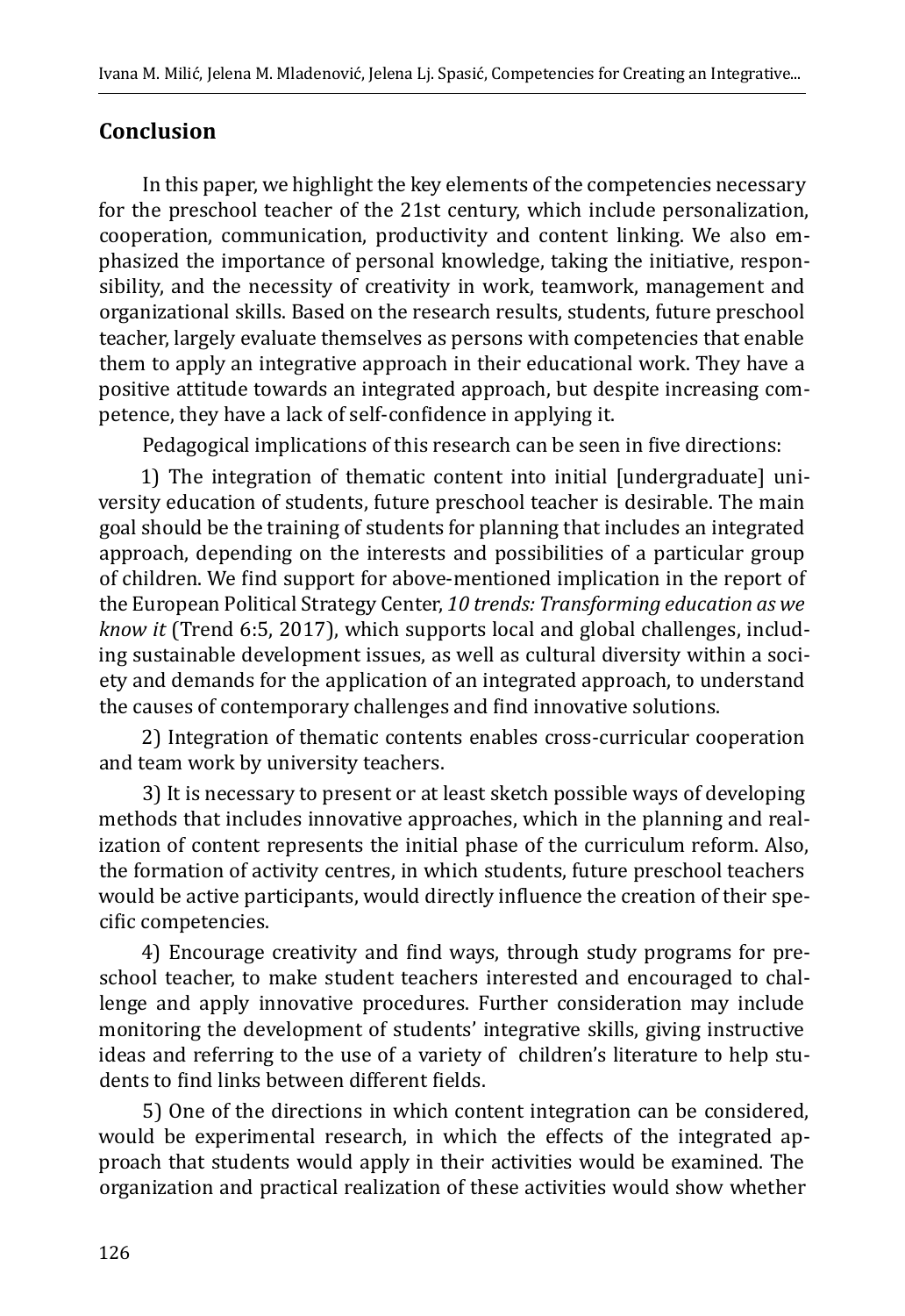## Conclusion

In this paper, we highlight the key elements of the competencies necessary for the preschool teacher of the 21st century, which include personalization, cooperation, communication, productivity and content linking. We also emphasized the importance of personal knowledge, taking the initiative, responsibility, and the necessity of creativity in work, teamwork, management and organizational skills. Based on the research results, students, future preschool teacher, largely evaluate themselves as persons with competencies that enable them to apply an integrative approach in their educational work. They have a positive attitude towards an integrated approach, but despite increasing competence, they have a lack of self-confidence in applying it.

Pedagogical implications of this research can be seen in five directions:

1) The integration of thematic content into initial [undergraduate] university education of students, future preschool teacher is desirable. The main goal should be the training of students for planning that includes an integrated approach, depending on the interests and possibilities of a particular group of children. We find support for above-mentioned implication in the report of the European Political Strategy Center, *10 trends: Transforming education as we know it* (Trend 6:5, 2017), which supports local and global challenges, including sustainable development issues, as well as cultural diversity within a society and demands for the application of an integrated approach, to understand the causes of contemporary challenges and find innovative solutions.

2) Integration of thematic contents enables cross-curricular cooperation and team work by university teachers.

3) It is necessary to present or at least sketch possible ways of developing methods that includes innovative approaches, which in the planning and realization of content represents the initial phase of the curriculum reform. Also, the formation of activity centres, in which students, future preschool teachers would be active participants, would directly influence the creation of their specific competencies.

4) Encourage creativity and find ways, through study programs for preschool teacher, to make student teachers interested and encouraged to challenge and apply innovative procedures. Further consideration may include monitoring the development of students' integrative skills, giving instructive ideas and referring to the use of a variety of children's literature to help students to find links between different fields.

5) One of the directions in which content integration can be considered, would be experimental research, in which the effects of the integrated approach that students would apply in their activities would be examined. The organization and practical realization of these activities would show whether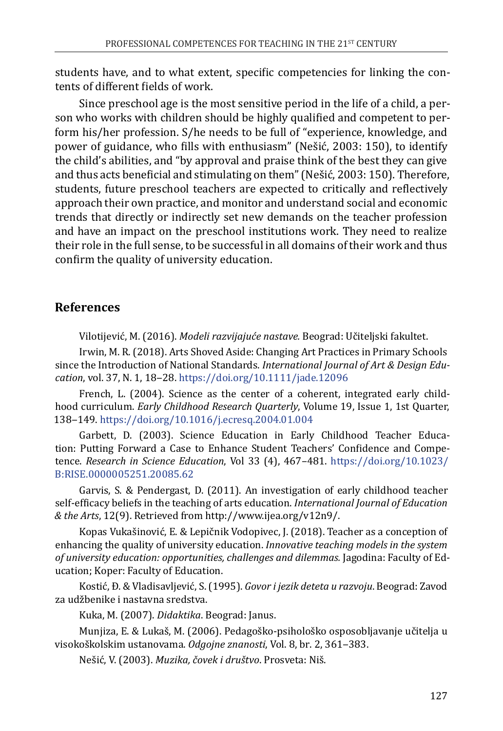students have, and to what extent, specific competencies for linking the contents of different fields of work.

Since preschool age is the most sensitive period in the life of a child, a person who works with children should be highly qualified and competent to perform his/her profession. S/he needs to be full of "experience, knowledge, and power of guidance, who fills with enthusiasm" (Nešić, 2003: 150), to identify the child's abilities, and "by approval and praise think of the best they can give and thus acts beneficial and stimulating on them" (Nešić, 2003: 150). Therefore, students, future preschool teachers are expected to critically and reflectively approach their own practice, and monitor and understand social and economic trends that directly or indirectly set new demands on the teacher profession and have an impact on the preschool institutions work. They need to realize their role in the full sense, to be successful in all domains of their work and thus confirm the quality of university education.

## References

Vilotijević, M. (2016). *Modeli razvijajuće nastave.* Beograd: Učiteljski fakultet.

Irwin, M. R. (2018). Arts Shoved Aside: Changing Art Practices in Primary Schools since the Introduction of National Standards. *International Journal of Art & Design Education*, vol. 37, N. 1, 18–28. https://doi.org/10.1111/jade.12096

French, L. (2004). Science as the center of a coherent, integrated early childhood curriculum. *Early Childhood Research Quarterly*, Volume 19, Issue 1, 1st Quarter, 138–149. https://doi.org/10.1016/j.ecresq.2004.01.004

Garbett, D. (2003). Science Education in Early Childhood Teacher Education: Putting Forward a Case to Enhance Student Teachers' Confidence and Competence. *Research in Science Education*, Vol 33 (4), 467–481. https://doi.org/10.1023/B:RISE.0000005251.20085.62

Garvis, S. & Pendergast, D. (2011). An investigation of early childhood teacher self-efficacy beliefs in the teaching of arts education. *International Journal of Education & the Arts*, 12(9). Retrieved from http://www.ijea.org/v12n9/.

Kopas Vukašinović, E. & Lepičnik Vodopivec, J. (2018). Teacher as a conception of enhancing the quality of university education. *Innovative teaching models in the system of university education: opportunities, challenges and dilemmas.* Jagodina: Faculty of Education; Koper: Faculty of Education.

Kostić, Đ. & Vladisavljević, S. (1995). *Govor i jezik deteta u razvoju*. Beograd: Zavod za udžbenike i nastavna sredstva.

Kuka, M. (2007). *Didaktika*. Beograd: Janus.

Munjiza, E. & Lukaš, M. (2006). Pedagoško-psihološko osposobljavanje učitelja u visokoškolskim ustanovama. *Odgojne znanosti*, Vol. 8, br. 2, 361–383.

Nešić, V. (2003). *Muzika, čovek i društvo*. Prosveta: Niš.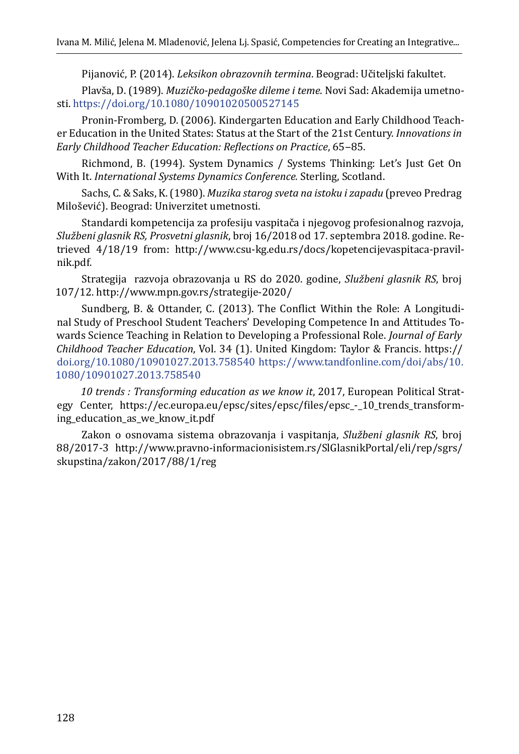Pijanović, P. (2014). *Leksikon obrazovnih termina*. Beograd: Učiteljski fakultet.

Plavša, D. (1989). *Muzičko-pedagoške dileme i teme*. Novi Sad: Akademija umetnosti. https://doi.org/10.1080/10901020500527145

Pronin-Fromberg, D. (2006). Kindergarten Education and Early Childhood Teacher Education in the United States: Status at the Start of the 21st Century. *Innovations in Early Childhood Teacher Education: Reflections on Practice*, 65–85.

Richmond, B. (1994). System Dynamics / Systems Thinking: Let's Just Get On With It. *International Systems Dynamics Conference.* Sterling, Scotland.

Sachs, C. & Saks, K. (1980). *Muzika starog sveta na istoku i zapadu* (preveo Predrag Milošević). Beograd: Univerzitet umetnosti.

Standardi kompetencija za profesiju vaspitača i njegovog profesionalnog razvoja, *Službeni glasnik RS, Prosvetni glasnik*, broj 16/2018 od 17. septembra 2018. godine. Retrieved 4/18/19 from: http://www.csu-kg.edu.rs/docs/kopetencijevaspitaca-pravilnik.pdf.

Strategija razvoja obrazovanja u RS do 2020. godine, *Službeni glasnik RS*, broj 107/12. http://www.mpn.gov.rs/strategije-2020/

Sundberg, B. & Ottander, C. (2013). The Conflict Within the Role: A Longitudinal Study of Preschool Student Teachers' Developing Competence In and Attitudes Towards Science Teaching in Relation to Developing a Professional Role. *Journal of Early Childhood Teacher Education*, Vol. 34 (1). United Kingdom: Taylor & Francis. https://doi.org/10.1080/10901027.2013.758540 https://www.tandfonline.com/doi/abs/10.1080/10901027.2013.758540

*10 trends : Transforming education as we know it*, 2017, European Political Strategy Center, https://ec.europa.eu/epsc/sites/epsc/files/epsc_-_10_trends_transforming_education_as_we_know_it.pdf

Zakon o osnovama sistema obrazovanja i vaspitanja, *Službeni glasnik RS*, broj 88/2017-3 http://www.pravno-informacionisistem.rs/SlGlasnikPortal/eli/rep/sgrs/skupstina/zakon/2017/88/1/reg